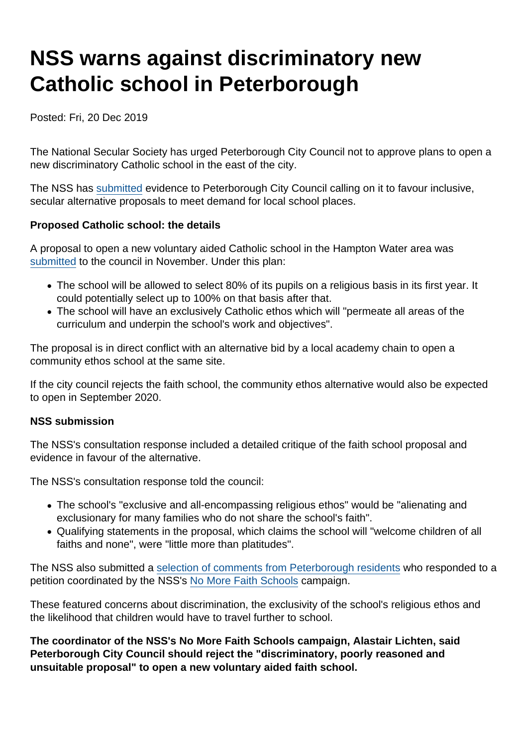# NSS warns against discriminatory new Catholic school in Peterborough

Posted: Fri, 20 Dec 2019

The National Secular Society has urged Peterborough City Council not to approve plans to open a new discriminatory Catholic school in the east of the city.

The NSS has submitted evidence to Peterborough City Council calling on it to favour inclusive, secular alternative proposals to meet demand for local school places.

**Proposed Catholic school: the details**

A proposal to open a new voluntary aided Catholic school in the Hampton Water area was submitted to the council in November. Under this plan:

- The school will be allowed to select 80% of its pupils on a religious basis in its first year. It could potentially select up to 100% on that basis after that.
- The school will have an exclusively Catholic ethos which will "permeate all areas of the curriculum and underpin the school's work and objectives".

The proposal is in direct conflict with an alternative bid by a local academy chain to open a community ethos school at the same site.

If the city council rejects the faith school, the community ethos alternative would also be expected to open in September 2020.

**NSS submission**

The NSS's consultation response included a detailed critique of the faith school proposal and evidence in favour of the alternative.

The NSS's consultation response told the council:

- The school's "exclusive and all-encompassing religious ethos" would be "alienating and exclusionary for many families who do not share the school's faith".
- Qualifying statements in the proposal, which claims the school will "welcome children of all faiths and none", were "little more than platitudes".

The NSS also submitted a selection of comments from Peterborough residents who responded to a petition coordinated by the NSS's No More Faith Schools campaign.

These featured concerns about discrimination, the exclusivity of the school's religious ethos and the likelihood that children would have to travel further to school.

**The coordinator of the NSS's No More Faith Schools campaign, Alastair Lichten, said Peterborough City Council should reject the "discriminatory, poorly reasoned and unsuitable proposal" to open a new voluntary aided faith school.**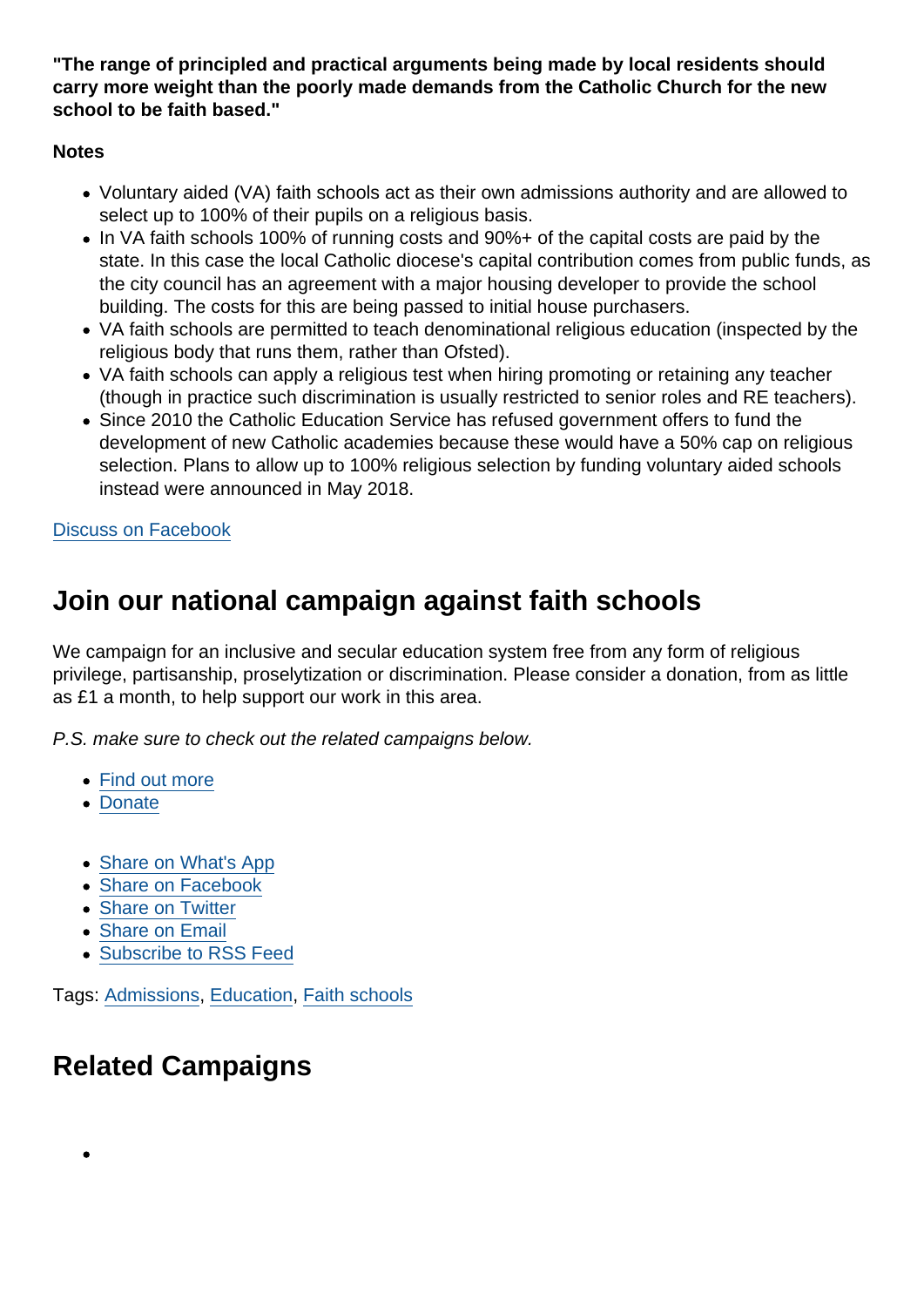**"The range of principled and practical arguments being made by local residents should carry more weight than the poorly made demands from the Catholic Church for the new school to be faith based."**

**Notes**

- Voluntary aided (VA) faith schools act as their own admissions authority and are allowed to select up to 100% of their pupils on a religious basis.
- In VA faith schools 100% of running costs and 90%+ of the capital costs are paid by the state. In this case the local Catholic diocese's capital contribution comes from public funds, as the city council has an agreement with a major housing developer to provide the school building. The costs for this are being passed to initial house purchasers.
- VA faith schools are permitted to teach denominational religious education (inspected by the religious body that runs them, rather than Ofsted).
- VA faith schools can apply a religious test when hiring promoting or retaining any teacher (though in practice such discrimination is usually restricted to senior roles and RE teachers).
- Since 2010 the Catholic Education Service has refused government offers to fund the development of new Catholic academies because these would have a 50% cap on religious selection. Plans to allow up to 100% religious selection by funding voluntary aided schools instead were announced in May 2018.

Discuss on Facebook

## Join our national campaign against faith schools

We campaign for an inclusive and secular education system free from any form of religious privilege, partisanship, proselytization or discrimination. Please consider a donation, from as little as £1 a month, to help support our work in this area.

*P.S. make sure to check out the related campaigns below.*

- Find out more
- Donate

- Share on What's App
- Share on Facebook
- Share on Twitter
- Share on Email
- Subscribe to RSS Feed

Tags: Admissions, Education, Faith schools

## Related Campaigns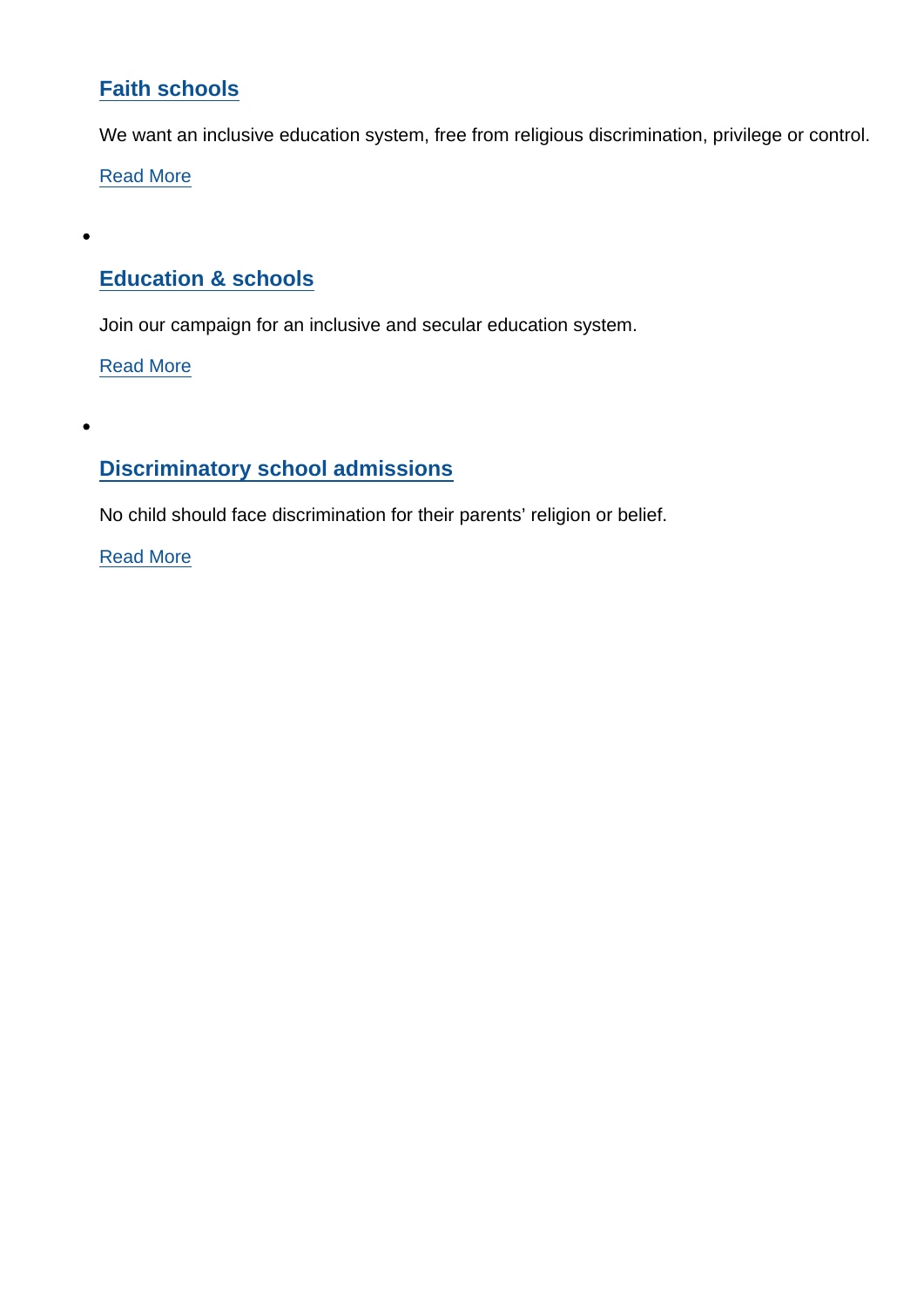### Faith schools

We want an inclusive education system, free from religious discrimination, privilege or control.

Read More

- ### Education & schools

  Join our campaign for an inclusive and secular education system.

  Read More

- ### Discriminatory school admissions

  No child should face discrimination for their parents' religion or belief.

  Read More